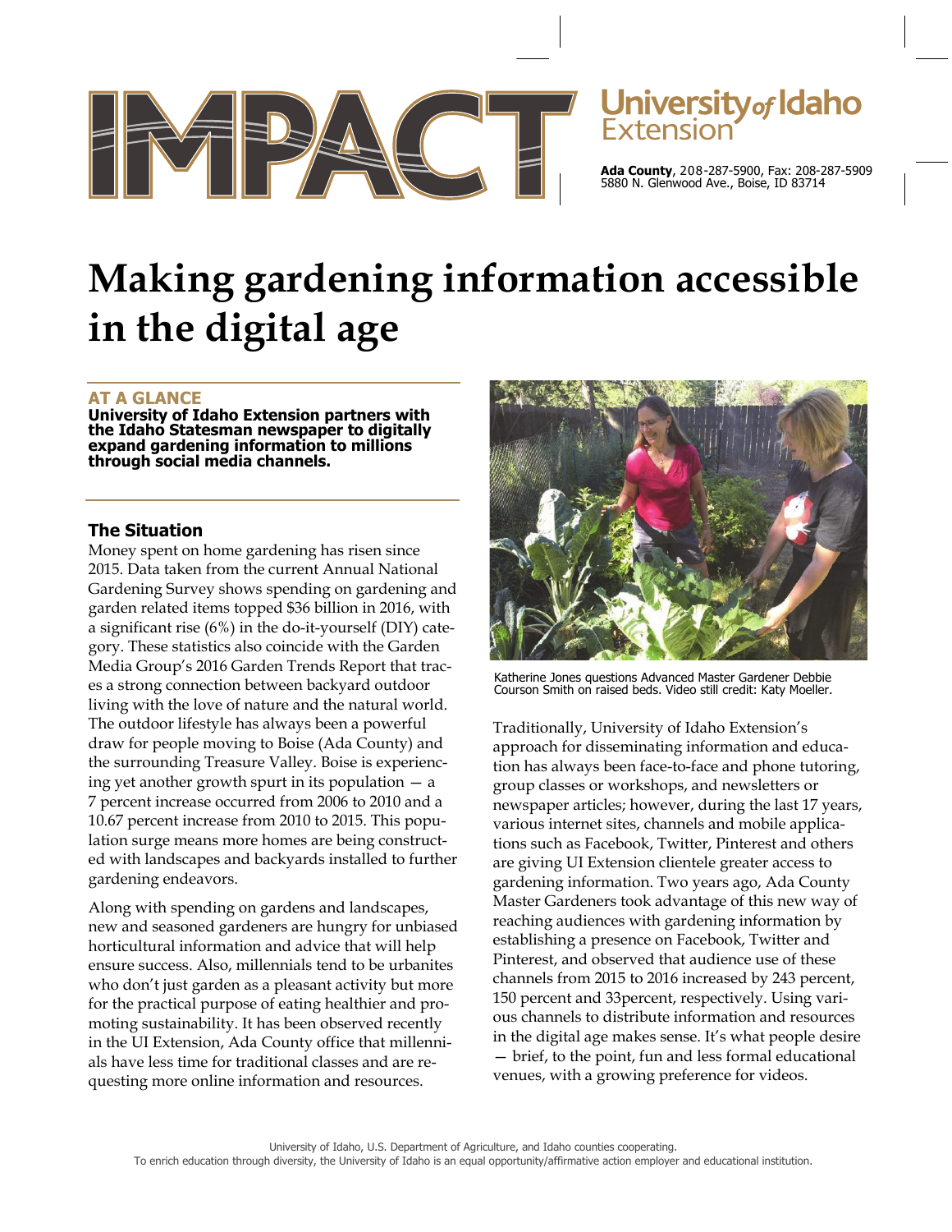IMPACT

University of Idaho Extension

**Ada County**, 208-287-5900, Fax: 208-287-5909
5880 N. Glenwood Ave., Boise, ID 83714

# Making gardening information accessible in the digital age

## AT A GLANCE

**University of Idaho Extension partners with the Idaho Statesman newspaper to digitally expand gardening information to millions through social media channels.**

## The Situation

Money spent on home gardening has risen since 2015. Data taken from the current Annual National Gardening Survey shows spending on gardening and garden related items topped $36 billion in 2016, with a significant rise (6%) in the do-it-yourself (DIY) category. These statistics also coincide with the Garden Media Group's 2016 Garden Trends Report that traces a strong connection between backyard outdoor living with the love of nature and the natural world. The outdoor lifestyle has always been a powerful draw for people moving to Boise (Ada County) and the surrounding Treasure Valley. Boise is experiencing yet another growth spurt in its population — a 7 percent increase occurred from 2006 to 2010 and a 10.67 percent increase from 2010 to 2015. This population surge means more homes are being constructed with landscapes and backyards installed to further gardening endeavors.

Along with spending on gardens and landscapes, new and seasoned gardeners are hungry for unbiased horticultural information and advice that will help ensure success. Also, millennials tend to be urbanites who don't just garden as a pleasant activity but more for the practical purpose of eating healthier and promoting sustainability. It has been observed recently in the UI Extension, Ada County office that millennials have less time for traditional classes and are requesting more online information and resources.

Katherine Jones questions Advanced Master Gardener Debbie Courson Smith on raised beds. Video still credit: Katy Moeller.

Traditionally, University of Idaho Extension's approach for disseminating information and education has always been face-to-face and phone tutoring, group classes or workshops, and newsletters or newspaper articles; however, during the last 17 years, various internet sites, channels and mobile applications such as Facebook, Twitter, Pinterest and others are giving UI Extension clientele greater access to gardening information. Two years ago, Ada County Master Gardeners took advantage of this new way of reaching audiences with gardening information by establishing a presence on Facebook, Twitter and Pinterest, and observed that audience use of these channels from 2015 to 2016 increased by 243 percent, 150 percent and 33percent, respectively. Using various channels to distribute information and resources in the digital age makes sense. It's what people desire — brief, to the point, fun and less formal educational venues, with a growing preference for videos.

University of Idaho, U.S. Department of Agriculture, and Idaho counties cooperating.
To enrich education through diversity, the University of Idaho is an equal opportunity/affirmative action employer and educational institution.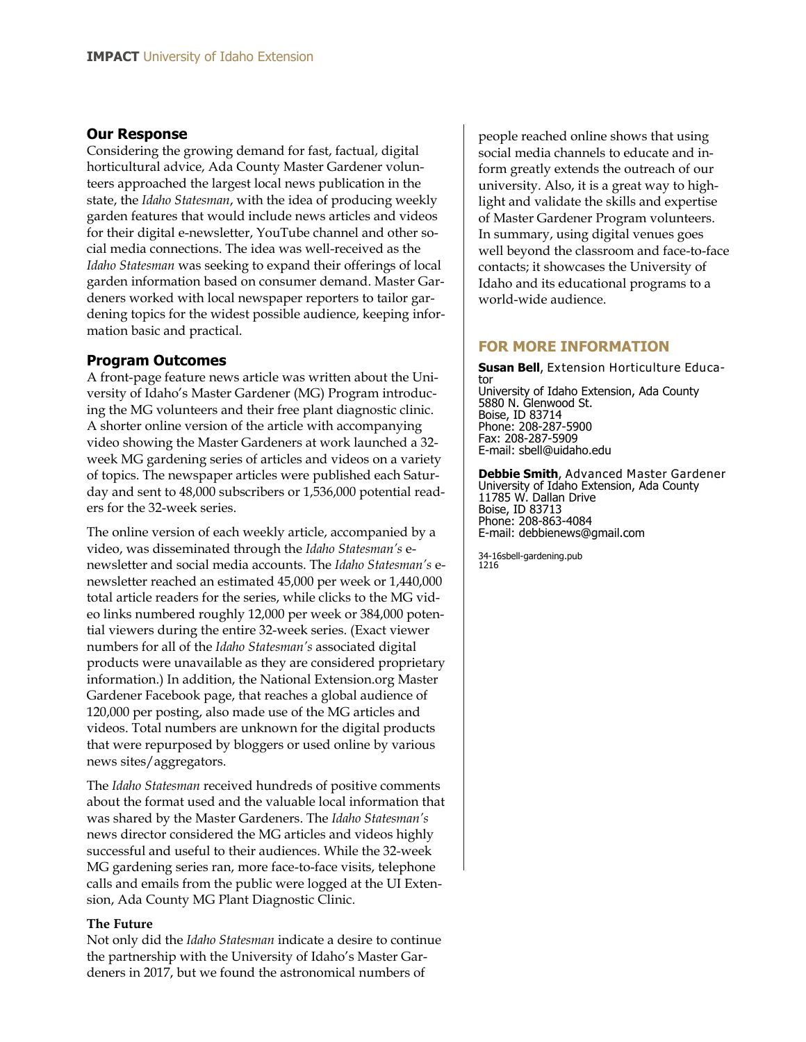## Our Response

Considering the growing demand for fast, factual, digital horticultural advice, Ada County Master Gardener volunteers approached the largest local news publication in the state, the *Idaho Statesman*, with the idea of producing weekly garden features that would include news articles and videos for their digital e-newsletter, YouTube channel and other social media connections. The idea was well-received as the *Idaho Statesman* was seeking to expand their offerings of local garden information based on consumer demand. Master Gardeners worked with local newspaper reporters to tailor gardening topics for the widest possible audience, keeping information basic and practical.

## Program Outcomes

A front-page feature news article was written about the University of Idaho's Master Gardener (MG) Program introducing the MG volunteers and their free plant diagnostic clinic. A shorter online version of the article with accompanying video showing the Master Gardeners at work launched a 32-week MG gardening series of articles and videos on a variety of topics. The newspaper articles were published each Saturday and sent to 48,000 subscribers or 1,536,000 potential readers for the 32-week series.

The online version of each weekly article, accompanied by a video, was disseminated through the *Idaho Statesman's* e-newsletter and social media accounts. The *Idaho Statesman's* e-newsletter reached an estimated 45,000 per week or 1,440,000 total article readers for the series, while clicks to the MG video links numbered roughly 12,000 per week or 384,000 potential viewers during the entire 32-week series. (Exact viewer numbers for all of the *Idaho Statesman's* associated digital products were unavailable as they are considered proprietary information.) In addition, the National Extension.org Master Gardener Facebook page, that reaches a global audience of 120,000 per posting, also made use of the MG articles and videos. Total numbers are unknown for the digital products that were repurposed by bloggers or used online by various news sites/aggregators.

The *Idaho Statesman* received hundreds of positive comments about the format used and the valuable local information that was shared by the Master Gardeners. The *Idaho Statesman's* news director considered the MG articles and videos highly successful and useful to their audiences. While the 32-week MG gardening series ran, more face-to-face visits, telephone calls and emails from the public were logged at the UI Extension, Ada County MG Plant Diagnostic Clinic.

### The Future

Not only did the *Idaho Statesman* indicate a desire to continue the partnership with the University of Idaho's Master Gardeners in 2017, but we found the astronomical numbers of people reached online shows that using social media channels to educate and inform greatly extends the outreach of our university. Also, it is a great way to highlight and validate the skills and expertise of Master Gardener Program volunteers. In summary, using digital venues goes well beyond the classroom and face-to-face contacts; it showcases the University of Idaho and its educational programs to a world-wide audience.

## FOR MORE INFORMATION

**Susan Bell**, Extension Horticulture Educator
University of Idaho Extension, Ada County
5880 N. Glenwood St.
Boise, ID 83714
Phone: 208-287-5900
Fax: 208-287-5909
E-mail: sbell@uidaho.edu

**Debbie Smith**, Advanced Master Gardener
University of Idaho Extension, Ada County
11785 W. Dallan Drive
Boise, ID 83713
Phone: 208-863-4084
E-mail: debbienews@gmail.com

34-16sbell-gardening.pub
1216